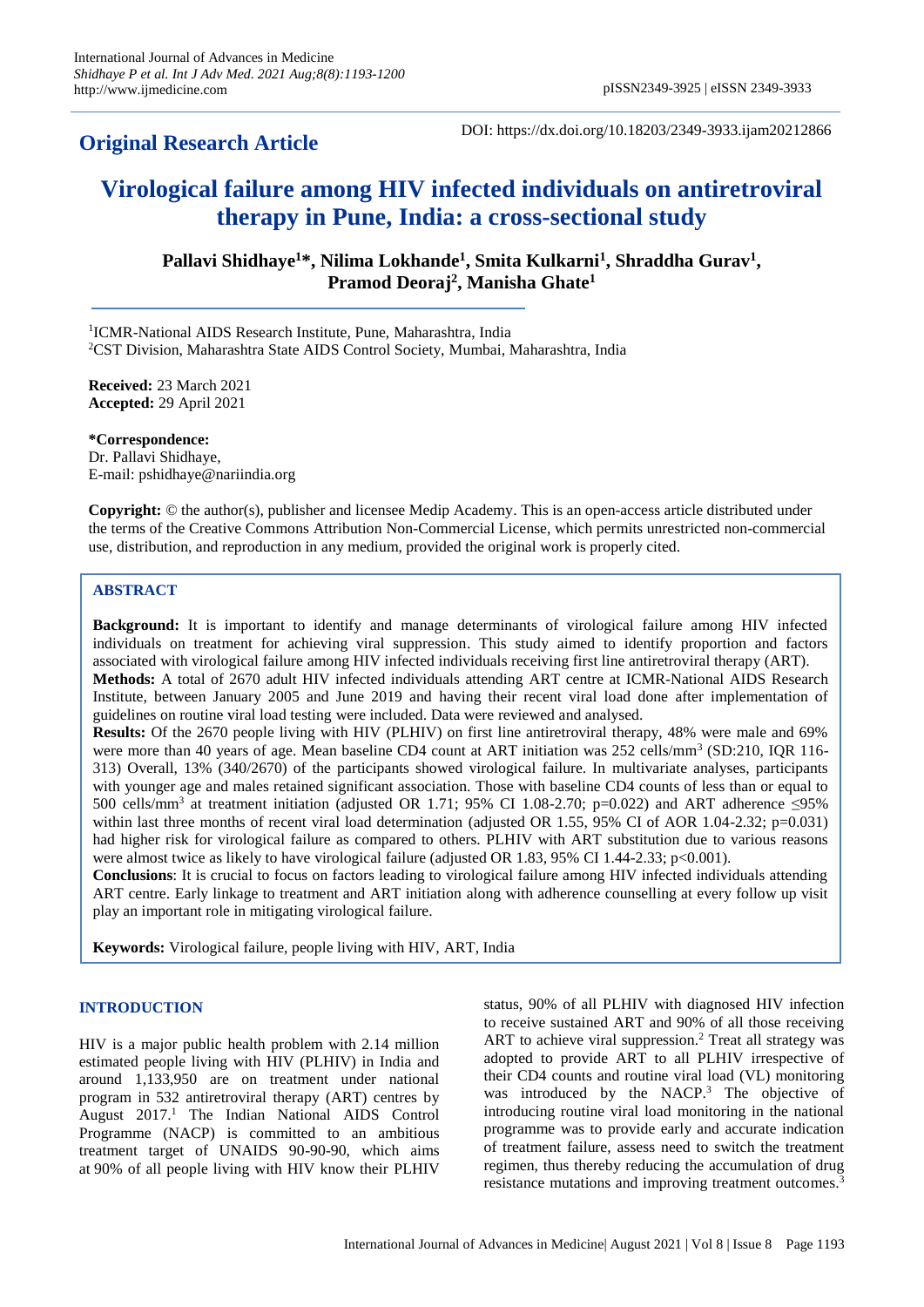**Original Research Article**

DOI: https://dx.doi.org/10.18203/2349-3933.ijam20212866

# Virological failure among HIV infected individuals on antiretroviral therapy in Pune, India: a cross-sectional study

**Pallavi Shidhaye[1]\*, Nilima Lokhande[1], Smita Kulkarni[1], Shraddha Gurav[1], Pramod Deoraj[2], Manisha Ghate[1]**

[1]ICMR-National AIDS Research Institute, Pune, Maharashtra, India
[2]CST Division, Maharashtra State AIDS Control Society, Mumbai, Maharashtra, India

**Received:** 23 March 2021
**Accepted:** 29 April 2021

**\*Correspondence:**
Dr. Pallavi Shidhaye,
E-mail: pshidhaye@nariindia.org

**Copyright:** © the author(s), publisher and licensee Medip Academy. This is an open-access article distributed under the terms of the Creative Commons Attribution Non-Commercial License, which permits unrestricted non-commercial use, distribution, and reproduction in any medium, provided the original work is properly cited.

## ABSTRACT

**Background:** It is important to identify and manage determinants of virological failure among HIV infected individuals on treatment for achieving viral suppression. This study aimed to identify proportion and factors associated with virological failure among HIV infected individuals receiving first line antiretroviral therapy (ART).

**Methods:** A total of 2670 adult HIV infected individuals attending ART centre at ICMR-National AIDS Research Institute, between January 2005 and June 2019 and having their recent viral load done after implementation of guidelines on routine viral load testing were included. Data were reviewed and analysed.

**Results:** Of the 2670 people living with HIV (PLHIV) on first line antiretroviral therapy, 48% were male and 69% were more than 40 years of age. Mean baseline CD4 count at ART initiation was 252 cells/mm$^3$ (SD:210, IQR 116-313) Overall, 13% (340/2670) of the participants showed virological failure. In multivariate analyses, participants with younger age and males retained significant association. Those with baseline CD4 counts of less than or equal to 500 cells/mm$^3$ at treatment initiation (adjusted OR 1.71; 95% CI 1.08-2.70; p=0.022) and ART adherence ≤95% within last three months of recent viral load determination (adjusted OR 1.55, 95% CI of AOR 1.04-2.32; p=0.031) had higher risk for virological failure as compared to others. PLHIV with ART substitution due to various reasons were almost twice as likely to have virological failure (adjusted OR 1.83, 95% CI 1.44-2.33; p<0.001).

**Conclusions**: It is crucial to focus on factors leading to virological failure among HIV infected individuals attending ART centre. Early linkage to treatment and ART initiation along with adherence counselling at every follow up visit play an important role in mitigating virological failure.

**Keywords:** Virological failure, people living with HIV, ART, India

## INTRODUCTION

HIV is a major public health problem with 2.14 million estimated people living with HIV (PLHIV) in India and around 1,133,950 are on treatment under national program in 532 antiretroviral therapy (ART) centres by August 2017.[1] The Indian National AIDS Control Programme (NACP) is committed to an ambitious treatment target of UNAIDS 90-90-90, which aims at 90% of all people living with HIV know their PLHIV status, 90% of all PLHIV with diagnosed HIV infection to receive sustained ART and 90% of all those receiving ART to achieve viral suppression.[2] Treat all strategy was adopted to provide ART to all PLHIV irrespective of their CD4 counts and routine viral load (VL) monitoring was introduced by the NACP.[3] The objective of introducing routine viral load monitoring in the national programme was to provide early and accurate indication of treatment failure, assess need to switch the treatment regimen, thus thereby reducing the accumulation of drug resistance mutations and improving treatment outcomes.[3]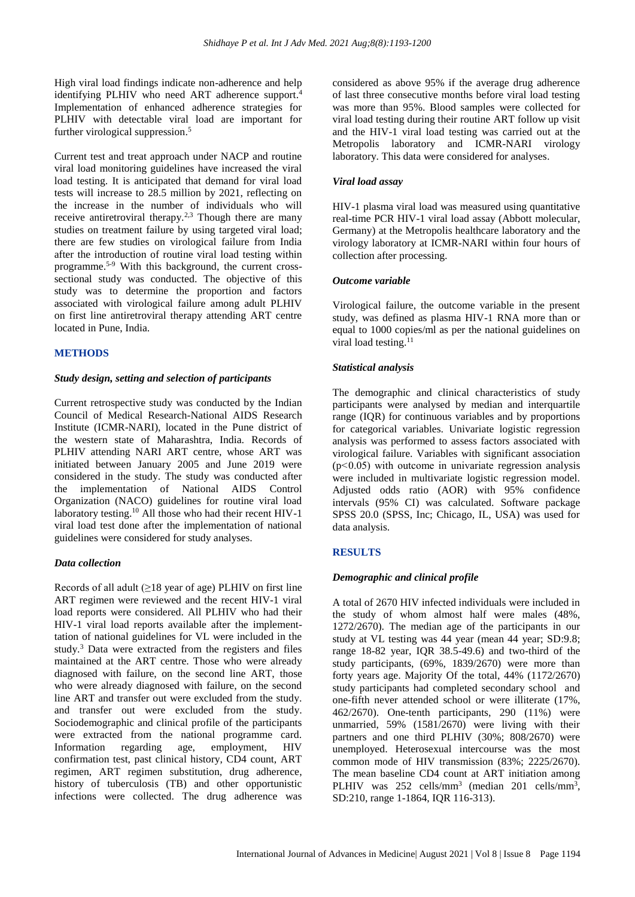High viral load findings indicate non-adherence and help identifying PLHIV who need ART adherence support.[4] Implementation of enhanced adherence strategies for PLHIV with detectable viral load are important for further virological suppression.[5]

Current test and treat approach under NACP and routine viral load monitoring guidelines have increased the viral load testing. It is anticipated that demand for viral load tests will increase to 28.5 million by 2021, reflecting on the increase in the number of individuals who will receive antiretroviral therapy.[2,3] Though there are many studies on treatment failure by using targeted viral load; there are few studies on virological failure from India after the introduction of routine viral load testing within programme.[5-9] With this background, the current cross-sectional study was conducted. The objective of this study was to determine the proportion and factors associated with virological failure among adult PLHIV on first line antiretroviral therapy attending ART centre located in Pune, India.

## METHODS

### *Study design, setting and selection of participants*

Current retrospective study was conducted by the Indian Council of Medical Research-National AIDS Research Institute (ICMR-NARI), located in the Pune district of the western state of Maharashtra, India. Records of PLHIV attending NARI ART centre, whose ART was initiated between January 2005 and June 2019 were considered in the study. The study was conducted after the implementation of National AIDS Control Organization (NACO) guidelines for routine viral load laboratory testing.[10] All those who had their recent HIV-1 viral load test done after the implementation of national guidelines were considered for study analyses.

### *Data collection*

Records of all adult (≥18 year of age) PLHIV on first line ART regimen were reviewed and the recent HIV-1 viral load reports were considered. All PLHIV who had their HIV-1 viral load reports available after the implementtation of national guidelines for VL were included in the study.[3] Data were extracted from the registers and files maintained at the ART centre. Those who were already diagnosed with failure, on the second line ART, those who were already diagnosed with failure, on the second line ART and transfer out were excluded from the study. and transfer out were excluded from the study. Sociodemographic and clinical profile of the participants were extracted from the national programme card. Information regarding age, employment, HIV confirmation test, past clinical history, CD4 count, ART regimen, ART regimen substitution, drug adherence, history of tuberculosis (TB) and other opportunistic infections were collected. The drug adherence was considered as above 95% if the average drug adherence of last three consecutive months before viral load testing was more than 95%. Blood samples were collected for viral load testing during their routine ART follow up visit and the HIV-1 viral load testing was carried out at the Metropolis laboratory and ICMR-NARI virology laboratory. This data were considered for analyses.

### *Viral load assay*

HIV-1 plasma viral load was measured using quantitative real-time PCR HIV-1 viral load assay (Abbott molecular, Germany) at the Metropolis healthcare laboratory and the virology laboratory at ICMR-NARI within four hours of collection after processing.

### *Outcome variable*

Virological failure, the outcome variable in the present study, was defined as plasma HIV-1 RNA more than or equal to 1000 copies/ml as per the national guidelines on viral load testing.[11]

### *Statistical analysis*

The demographic and clinical characteristics of study participants were analysed by median and interquartile range (IQR) for continuous variables and by proportions for categorical variables. Univariate logistic regression analysis was performed to assess factors associated with virological failure. Variables with significant association ($p<0.05$) with outcome in univariate regression analysis were included in multivariate logistic regression model. Adjusted odds ratio (AOR) with 95% confidence intervals (95% CI) was calculated. Software package SPSS 20.0 (SPSS, Inc; Chicago, IL, USA) was used for data analysis.

## RESULTS

### *Demographic and clinical profile*

A total of 2670 HIV infected individuals were included in the study of whom almost half were males (48%, 1272/2670). The median age of the participants in our study at VL testing was 44 year (mean 44 year; SD:9.8; range 18-82 year, IQR 38.5-49.6) and two-third of the study participants, (69%, 1839/2670) were more than forty years age. Majority Of the total, 44% (1172/2670) study participants had completed secondary school and one-fifth never attended school or were illiterate (17%, 462/2670). One-tenth participants, 290 (11%) were unmarried, 59% (1581/2670) were living with their partners and one third PLHIV (30%; 808/2670) were unemployed. Heterosexual intercourse was the most common mode of HIV transmission (83%; 2225/2670). The mean baseline CD4 count at ART initiation among PLHIV was 252 cells/mm$^3$ (median 201 cells/mm$^3$, SD:210, range 1-1864, IQR 116-313).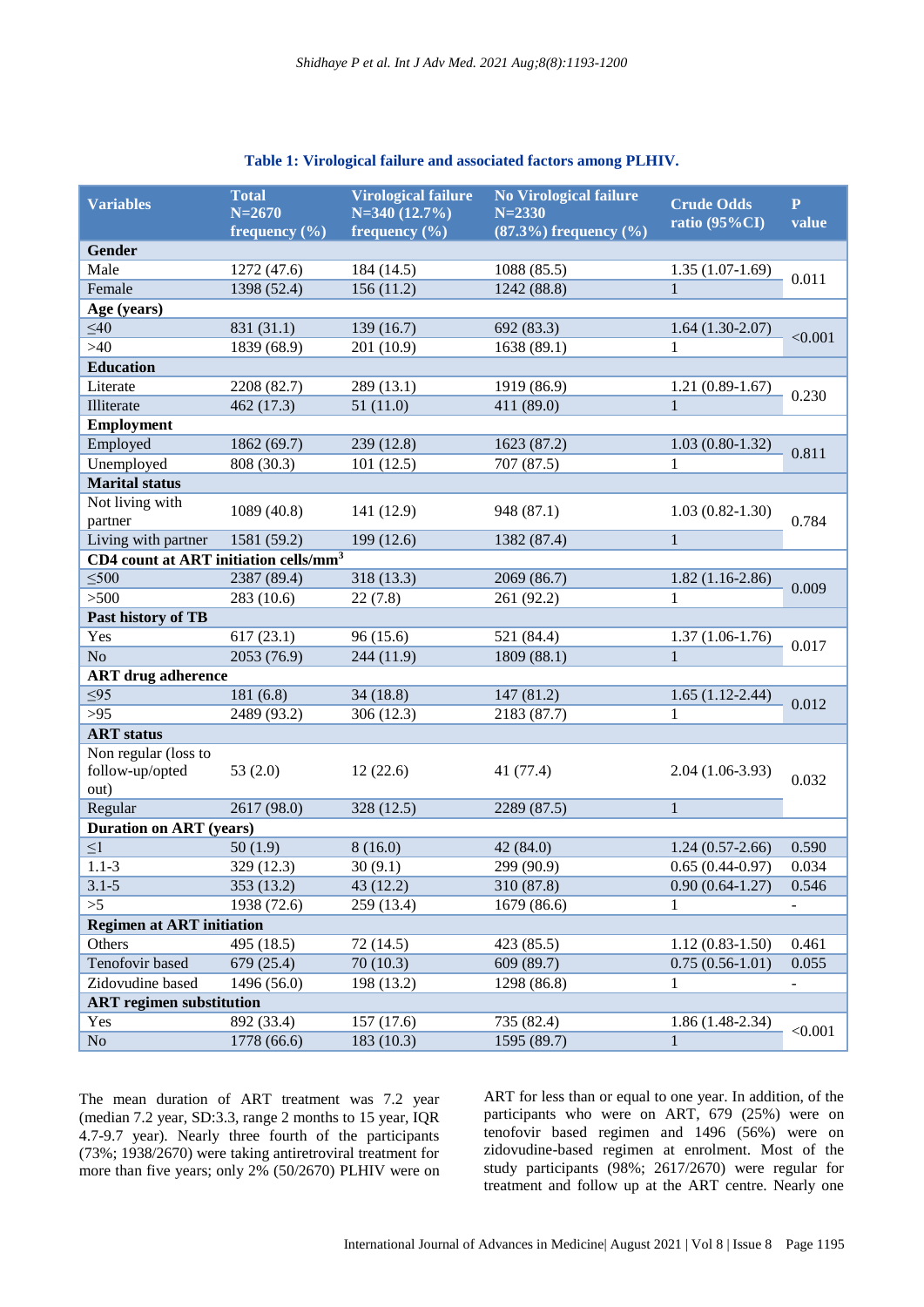**Table 1: Virological failure and associated factors among PLHIV.**

| Variables | Total N=2670 frequency (%) | Virological failure N=340 (12.7%) frequency (%) | No Virological failure N=2330 (87.3%) frequency (%) | Crude Odds ratio (95%CI) | P value |
|---|---|---|---|---|---|
| **Gender** | | | | | |
| Male | 1272 (47.6) | 184 (14.5) | 1088 (85.5) | 1.35 (1.07-1.69) | 0.011 |
| Female | 1398 (52.4) | 156 (11.2) | 1242 (88.8) | 1 | |
| **Age (years)** | | | | | |
| ≤40 | 831 (31.1) | 139 (16.7) | 692 (83.3) | 1.64 (1.30-2.07) | <0.001 |
| >40 | 1839 (68.9) | 201 (10.9) | 1638 (89.1) | 1 | |
| **Education** | | | | | |
| Literate | 2208 (82.7) | 289 (13.1) | 1919 (86.9) | 1.21 (0.89-1.67) | 0.230 |
| Illiterate | 462 (17.3) | 51 (11.0) | 411 (89.0) | 1 | |
| **Employment** | | | | | |
| Employed | 1862 (69.7) | 239 (12.8) | 1623 (87.2) | 1.03 (0.80-1.32) | 0.811 |
| Unemployed | 808 (30.3) | 101 (12.5) | 707 (87.5) | 1 | |
| **Marital status** | | | | | |
| Not living with partner | 1089 (40.8) | 141 (12.9) | 948 (87.1) | 1.03 (0.82-1.30) | 0.784 |
| Living with partner | 1581 (59.2) | 199 (12.6) | 1382 (87.4) | 1 | |
| **CD4 count at ART initiation cells/mm$^3$** | | | | | |
| ≤500 | 2387 (89.4) | 318 (13.3) | 2069 (86.7) | 1.82 (1.16-2.86) | 0.009 |
| >500 | 283 (10.6) | 22 (7.8) | 261 (92.2) | 1 | |
| **Past history of TB** | | | | | |
| Yes | 617 (23.1) | 96 (15.6) | 521 (84.4) | 1.37 (1.06-1.76) | 0.017 |
| No | 2053 (76.9) | 244 (11.9) | 1809 (88.1) | 1 | |
| **ART drug adherence** | | | | | |
| ≤95 | 181 (6.8) | 34 (18.8) | 147 (81.2) | 1.65 (1.12-2.44) | 0.012 |
| >95 | 2489 (93.2) | 306 (12.3) | 2183 (87.7) | 1 | |
| **ART status** | | | | | |
| Non regular (loss to follow-up/opted out) | 53 (2.0) | 12 (22.6) | 41 (77.4) | 2.04 (1.06-3.93) | 0.032 |
| Regular | 2617 (98.0) | 328 (12.5) | 2289 (87.5) | 1 | |
| **Duration on ART (years)** | | | | | |
| ≤1 | 50 (1.9) | 8 (16.0) | 42 (84.0) | 1.24 (0.57-2.66) | 0.590 |
| 1.1-3 | 329 (12.3) | 30 (9.1) | 299 (90.9) | 0.65 (0.44-0.97) | 0.034 |
| 3.1-5 | 353 (13.2) | 43 (12.2) | 310 (87.8) | 0.90 (0.64-1.27) | 0.546 |
| >5 | 1938 (72.6) | 259 (13.4) | 1679 (86.6) | 1 | - |
| **Regimen at ART initiation** | | | | | |
| Others | 495 (18.5) | 72 (14.5) | 423 (85.5) | 1.12 (0.83-1.50) | 0.461 |
| Tenofovir based | 679 (25.4) | 70 (10.3) | 609 (89.7) | 0.75 (0.56-1.01) | 0.055 |
| Zidovudine based | 1496 (56.0) | 198 (13.2) | 1298 (86.8) | 1 | - |
| **ART regimen substitution** | | | | | |
| Yes | 892 (33.4) | 157 (17.6) | 735 (82.4) | 1.86 (1.48-2.34) | <0.001 |
| No | 1778 (66.6) | 183 (10.3) | 1595 (89.7) | 1 | |

The mean duration of ART treatment was 7.2 year (median 7.2 year, SD:3.3, range 2 months to 15 year, IQR 4.7-9.7 year). Nearly three fourth of the participants (73%; 1938/2670) were taking antiretroviral treatment for more than five years; only 2% (50/2670) PLHIV were on ART for less than or equal to one year. In addition, of the participants who were on ART, 679 (25%) were on tenofovir based regimen and 1496 (56%) were on zidovudine-based regimen at enrolment. Most of the study participants (98%; 2617/2670) were regular for treatment and follow up at the ART centre. Nearly one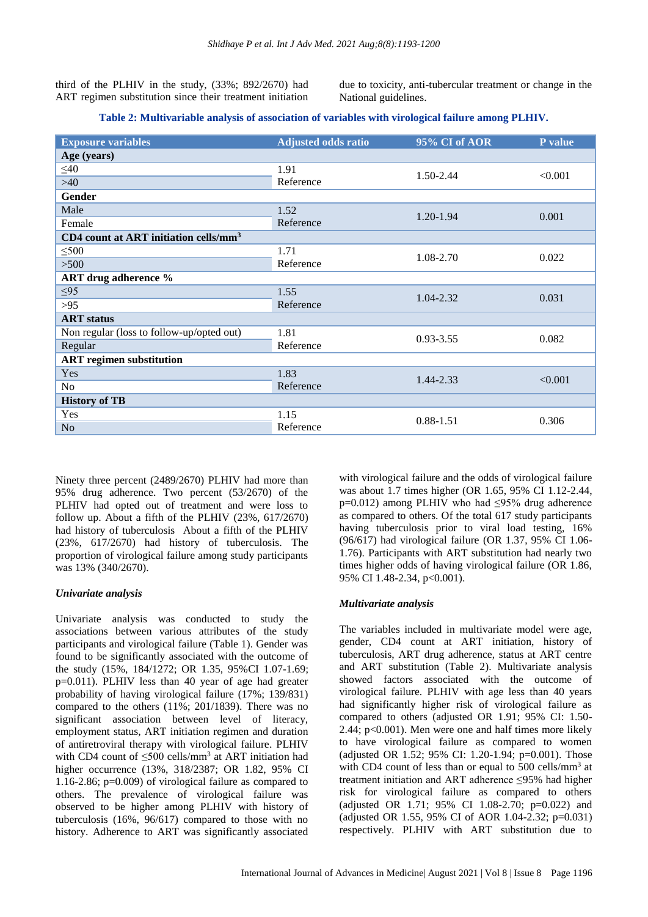third of the PLHIV in the study, (33%; 892/2670) had ART regimen substitution since their treatment initiation due to toxicity, anti-tubercular treatment or change in the National guidelines.

**Table 2: Multivariable analysis of association of variables with virological failure among PLHIV.**

| Exposure variables | Adjusted odds ratio | 95% CI of AOR | P value |
|---|---|---|---|
| **Age (years)** | | | |
| ≤40 | 1.91 | 1.50-2.44 | <0.001 |
| >40 | Reference | | |
| **Gender** | | | |
| Male | 1.52 | 1.20-1.94 | 0.001 |
| Female | Reference | | |
| **CD4 count at ART initiation cells/mm$^3$** | | | |
| ≤500 | 1.71 | 1.08-2.70 | 0.022 |
| >500 | Reference | | |
| **ART drug adherence %** | | | |
| ≤95 | 1.55 | 1.04-2.32 | 0.031 |
| >95 | Reference | | |
| **ART status** | | | |
| Non regular (loss to follow-up/opted out) | 1.81 | 0.93-3.55 | 0.082 |
| Regular | Reference | | |
| **ART regimen substitution** | | | |
| Yes | 1.83 | 1.44-2.33 | <0.001 |
| No | Reference | | |
| **History of TB** | | | |
| Yes | 1.15 | 0.88-1.51 | 0.306 |
| No | Reference | | |

Ninety three percent (2489/2670) PLHIV had more than 95% drug adherence. Two percent (53/2670) of the PLHIV had opted out of treatment and were loss to follow up. About a fifth of the PLHIV (23%, 617/2670) had history of tuberculosis About a fifth of the PLHIV (23%, 617/2670) had history of tuberculosis. The proportion of virological failure among study participants was 13% (340/2670).

### *Univariate analysis*

Univariate analysis was conducted to study the associations between various attributes of the study participants and virological failure (Table 1). Gender was found to be significantly associated with the outcome of the study (15%, 184/1272; OR 1.35, 95%CI 1.07-1.69; p=0.011). PLHIV less than 40 year of age had greater probability of having virological failure (17%; 139/831) compared to the others (11%; 201/1839). There was no significant association between level of literacy, employment status, ART initiation regimen and duration of antiretroviral therapy with virological failure. PLHIV with CD4 count of ≤500 cells/mm$^3$ at ART initiation had higher occurrence (13%, 318/2387; OR 1.82, 95% CI 1.16-2.86; p=0.009) of virological failure as compared to others. The prevalence of virological failure was observed to be higher among PLHIV with history of tuberculosis (16%, 96/617) compared to those with no history. Adherence to ART was significantly associated with virological failure and the odds of virological failure was about 1.7 times higher (OR 1.65, 95% CI 1.12-2.44, p=0.012) among PLHIV who had ≤95% drug adherence as compared to others. Of the total 617 study participants having tuberculosis prior to viral load testing, 16% (96/617) had virological failure (OR 1.37, 95% CI 1.06-1.76). Participants with ART substitution had nearly two times higher odds of having virological failure (OR 1.86, 95% CI 1.48-2.34, p<0.001).

### *Multivariate analysis*

The variables included in multivariate model were age, gender, CD4 count at ART initiation, history of tuberculosis, ART drug adherence, status at ART centre and ART substitution (Table 2). Multivariate analysis showed factors associated with the outcome of virological failure. PLHIV with age less than 40 years had significantly higher risk of virological failure as compared to others (adjusted OR 1.91; 95% CI: 1.50-2.44; p<0.001). Men were one and half times more likely to have virological failure as compared to women (adjusted OR 1.52; 95% CI: 1.20-1.94; p=0.001). Those with CD4 count of less than or equal to 500 cells/mm$^3$ at treatment initiation and ART adherence ≤95% had higher risk for virological failure as compared to others (adjusted OR 1.71; 95% CI 1.08-2.70; p=0.022) and (adjusted OR 1.55, 95% CI of AOR 1.04-2.32; p=0.031) respectively. PLHIV with ART substitution due to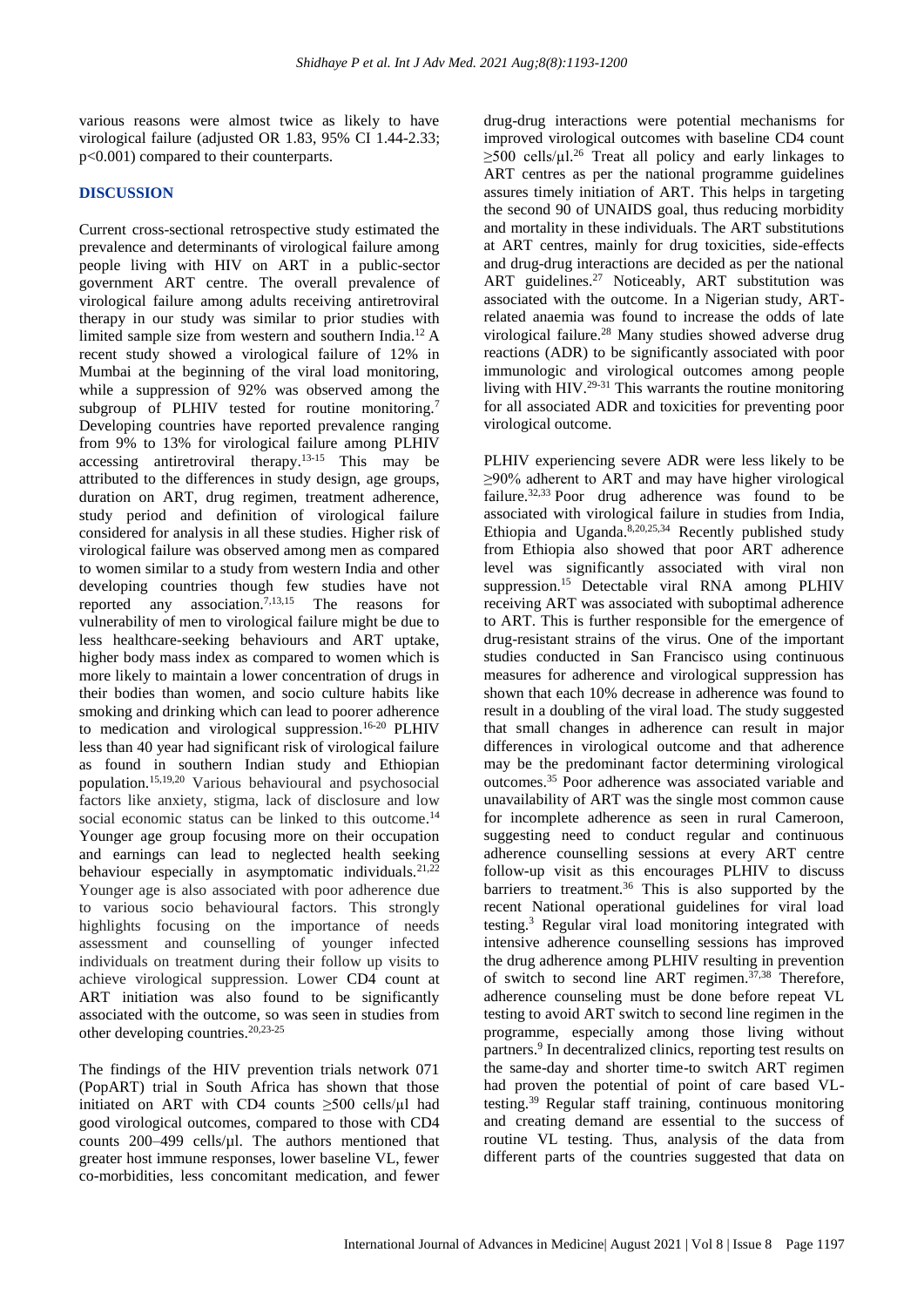various reasons were almost twice as likely to have virological failure (adjusted OR 1.83, 95% CI 1.44-2.33; p<0.001) compared to their counterparts.

## DISCUSSION

Current cross-sectional retrospective study estimated the prevalence and determinants of virological failure among people living with HIV on ART in a public-sector government ART centre. The overall prevalence of virological failure among adults receiving antiretroviral therapy in our study was similar to prior studies with limited sample size from western and southern India.[12] A recent study showed a virological failure of 12% in Mumbai at the beginning of the viral load monitoring, while a suppression of 92% was observed among the subgroup of PLHIV tested for routine monitoring.[7] Developing countries have reported prevalence ranging from 9% to 13% for virological failure among PLHIV accessing antiretroviral therapy.[13-15] This may be attributed to the differences in study design, age groups, duration on ART, drug regimen, treatment adherence, study period and definition of virological failure considered for analysis in all these studies. Higher risk of virological failure was observed among men as compared to women similar to a study from western India and other developing countries though few studies have not reported any association.[7,13,15] The reasons for vulnerability of men to virological failure might be due to less healthcare-seeking behaviours and ART uptake, higher body mass index as compared to women which is more likely to maintain a lower concentration of drugs in their bodies than women, and socio culture habits like smoking and drinking which can lead to poorer adherence to medication and virological suppression.[16-20] PLHIV less than 40 year had significant risk of virological failure as found in southern Indian study and Ethiopian population.[15,19,20] Various behavioural and psychosocial factors like anxiety, stigma, lack of disclosure and low social economic status can be linked to this outcome.[14] Younger age group focusing more on their occupation and earnings can lead to neglected health seeking behaviour especially in asymptomatic individuals.[21,22] Younger age is also associated with poor adherence due to various socio behavioural factors. This strongly highlights focusing on the importance of needs assessment and counselling of younger infected individuals on treatment during their follow up visits to achieve virological suppression. Lower CD4 count at ART initiation was also found to be significantly associated with the outcome, so was seen in studies from other developing countries.[20,23-25]

The findings of the HIV prevention trials network 071 (PopART) trial in South Africa has shown that those initiated on ART with CD4 counts ≥500 cells/µl had good virological outcomes, compared to those with CD4 counts 200–499 cells/µl. The authors mentioned that greater host immune responses, lower baseline VL, fewer co-morbidities, less concomitant medication, and fewer drug-drug interactions were potential mechanisms for improved virological outcomes with baseline CD4 count ≥500 cells/µl.[26] Treat all policy and early linkages to ART centres as per the national programme guidelines assures timely initiation of ART. This helps in targeting the second 90 of UNAIDS goal, thus reducing morbidity and mortality in these individuals. The ART substitutions at ART centres, mainly for drug toxicities, side-effects and drug-drug interactions are decided as per the national ART guidelines.[27] Noticeably, ART substitution was associated with the outcome. In a Nigerian study, ART-related anaemia was found to increase the odds of late virological failure.[28] Many studies showed adverse drug reactions (ADR) to be significantly associated with poor immunologic and virological outcomes among people living with HIV.[29-31] This warrants the routine monitoring for all associated ADR and toxicities for preventing poor virological outcome.

PLHIV experiencing severe ADR were less likely to be ≥90% adherent to ART and may have higher virological failure.[32,33] Poor drug adherence was found to be associated with virological failure in studies from India, Ethiopia and Uganda.[8,20,25,34] Recently published study from Ethiopia also showed that poor ART adherence level was significantly associated with viral non suppression.[15] Detectable viral RNA among PLHIV receiving ART was associated with suboptimal adherence to ART. This is further responsible for the emergence of drug-resistant strains of the virus. One of the important studies conducted in San Francisco using continuous measures for adherence and virological suppression has shown that each 10% decrease in adherence was found to result in a doubling of the viral load. The study suggested that small changes in adherence can result in major differences in virological outcome and that adherence may be the predominant factor determining virological outcomes.[35] Poor adherence was associated variable and unavailability of ART was the single most common cause for incomplete adherence as seen in rural Cameroon, suggesting need to conduct regular and continuous adherence counselling sessions at every ART centre follow-up visit as this encourages PLHIV to discuss barriers to treatment.[36] This is also supported by the recent National operational guidelines for viral load testing.[3] Regular viral load monitoring integrated with intensive adherence counselling sessions has improved the drug adherence among PLHIV resulting in prevention of switch to second line ART regimen.[37,38] Therefore, adherence counseling must be done before repeat VL testing to avoid ART switch to second line regimen in the programme, especially among those living without partners.[9] In decentralized clinics, reporting test results on the same-day and shorter time-to switch ART regimen had proven the potential of point of care based VL-testing.[39] Regular staff training, continuous monitoring and creating demand are essential to the success of routine VL testing. Thus, analysis of the data from different parts of the countries suggested that data on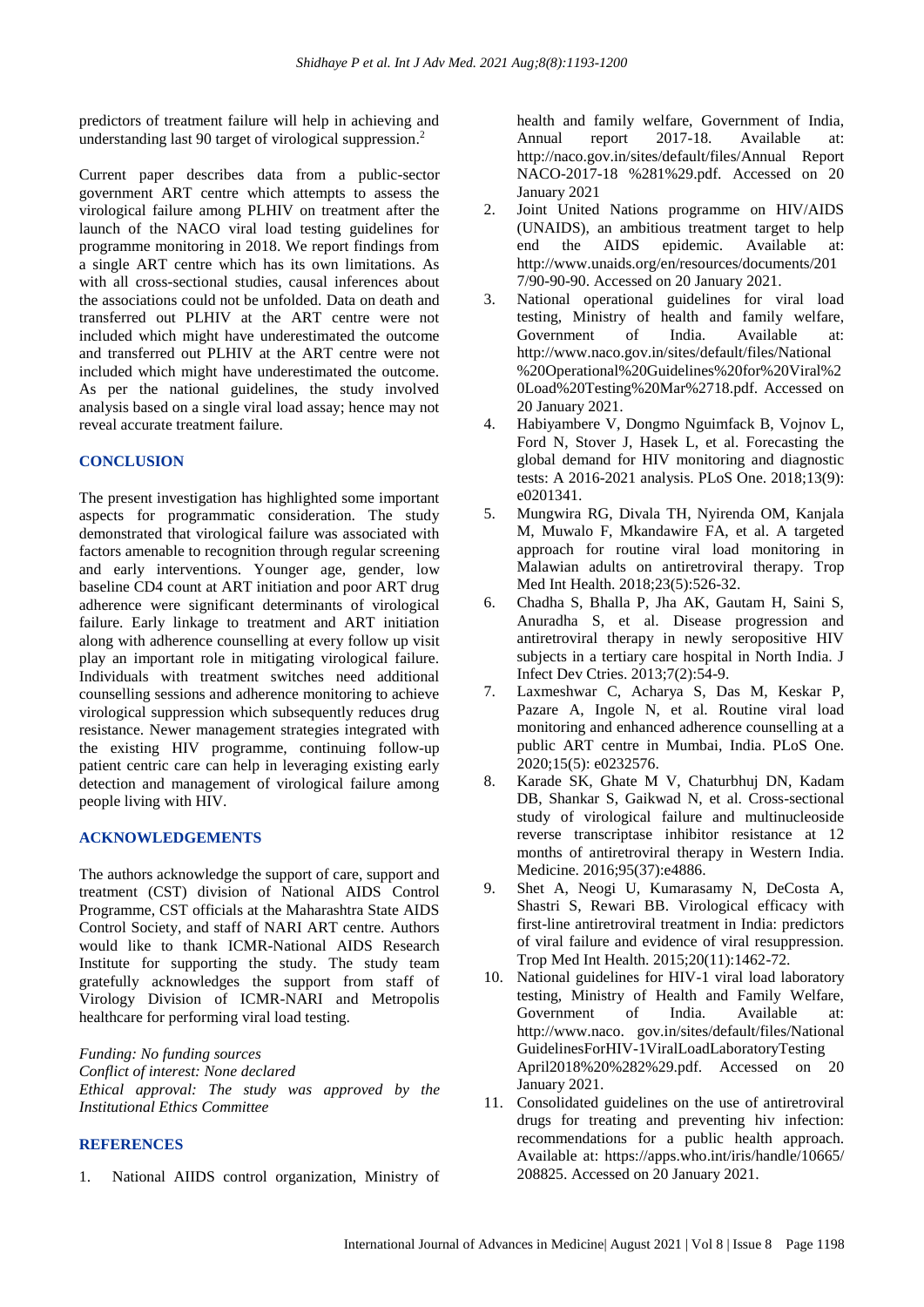predictors of treatment failure will help in achieving and understanding last 90 target of virological suppression.[2]

Current paper describes data from a public-sector government ART centre which attempts to assess the virological failure among PLHIV on treatment after the launch of the NACO viral load testing guidelines for programme monitoring in 2018. We report findings from a single ART centre which has its own limitations. As with all cross-sectional studies, causal inferences about the associations could not be unfolded. Data on death and transferred out PLHIV at the ART centre were not included which might have underestimated the outcome and transferred out PLHIV at the ART centre were not included which might have underestimated the outcome. As per the national guidelines, the study involved analysis based on a single viral load assay; hence may not reveal accurate treatment failure.

## CONCLUSION

The present investigation has highlighted some important aspects for programmatic consideration. The study demonstrated that virological failure was associated with factors amenable to recognition through regular screening and early interventions. Younger age, gender, low baseline CD4 count at ART initiation and poor ART drug adherence were significant determinants of virological failure. Early linkage to treatment and ART initiation along with adherence counselling at every follow up visit play an important role in mitigating virological failure. Individuals with treatment switches need additional counselling sessions and adherence monitoring to achieve virological suppression which subsequently reduces drug resistance. Newer management strategies integrated with the existing HIV programme, continuing follow-up patient centric care can help in leveraging existing early detection and management of virological failure among people living with HIV.

## ACKNOWLEDGEMENTS

The authors acknowledge the support of care, support and treatment (CST) division of National AIDS Control Programme, CST officials at the Maharashtra State AIDS Control Society, and staff of NARI ART centre. Authors would like to thank ICMR-National AIDS Research Institute for supporting the study. The study team gratefully acknowledges the support from staff of Virology Division of ICMR-NARI and Metropolis healthcare for performing viral load testing.

*Funding: No funding sources*
*Conflict of interest: None declared*
*Ethical approval: The study was approved by the Institutional Ethics Committee*

## REFERENCES

1. National AIIDS control organization, Ministry of health and family welfare, Government of India, Annual report 2017-18. Available at: http://naco.gov.in/sites/default/files/Annual Report NACO-2017-18 %281%29.pdf. Accessed on 20 January 2021
2. Joint United Nations programme on HIV/AIDS (UNAIDS), an ambitious treatment target to help end the AIDS epidemic. Available at: http://www.unaids.org/en/resources/documents/2017/90-90-90. Accessed on 20 January 2021.
3. National operational guidelines for viral load testing, Ministry of health and family welfare, Government of India. Available at: http://www.naco.gov.in/sites/default/files/National%20Operational%20Guidelines%20for%20Viral%20Load%20Testing%20Mar%2718.pdf. Accessed on 20 January 2021.
4. Habiyambere V, Dongmo Nguimfack B, Vojnov L, Ford N, Stover J, Hasek L, et al. Forecasting the global demand for HIV monitoring and diagnostic tests: A 2016-2021 analysis. PLoS One. 2018;13(9): e0201341.
5. Mungwira RG, Divala TH, Nyirenda OM, Kanjala M, Muwalo F, Mkandawire FA, et al. A targeted approach for routine viral load monitoring in Malawian adults on antiretroviral therapy. Trop Med Int Health. 2018;23(5):526-32.
6. Chadha S, Bhalla P, Jha AK, Gautam H, Saini S, Anuradha S, et al. Disease progression and antiretroviral therapy in newly seropositive HIV subjects in a tertiary care hospital in North India. J Infect Dev Ctries. 2013;7(2):54-9.
7. Laxmeshwar C, Acharya S, Das M, Keskar P, Pazare A, Ingole N, et al. Routine viral load monitoring and enhanced adherence counselling at a public ART centre in Mumbai, India. PLoS One. 2020;15(5): e0232576.
8. Karade SK, Ghate M V, Chaturbhuj DN, Kadam DB, Shankar S, Gaikwad N, et al. Cross-sectional study of virological failure and multinucleoside reverse transcriptase inhibitor resistance at 12 months of antiretroviral therapy in Western India. Medicine. 2016;95(37):e4886.
9. Shet A, Neogi U, Kumarasamy N, DeCosta A, Shastri S, Rewari BB. Virological efficacy with first-line antiretroviral treatment in India: predictors of viral failure and evidence of viral resuppression. Trop Med Int Health. 2015;20(11):1462-72.
10. National guidelines for HIV-1 viral load laboratory testing, Ministry of Health and Family Welfare, Government of India. Available at: http://www.naco. gov.in/sites/default/files/National GuidelinesForHIV-1ViralLoadLaboratoryTesting April2018%20%282%29.pdf. Accessed on 20 January 2021.
11. Consolidated guidelines on the use of antiretroviral drugs for treating and preventing hiv infection: recommendations for a public health approach. Available at: https://apps.who.int/iris/handle/10665/208825. Accessed on 20 January 2021.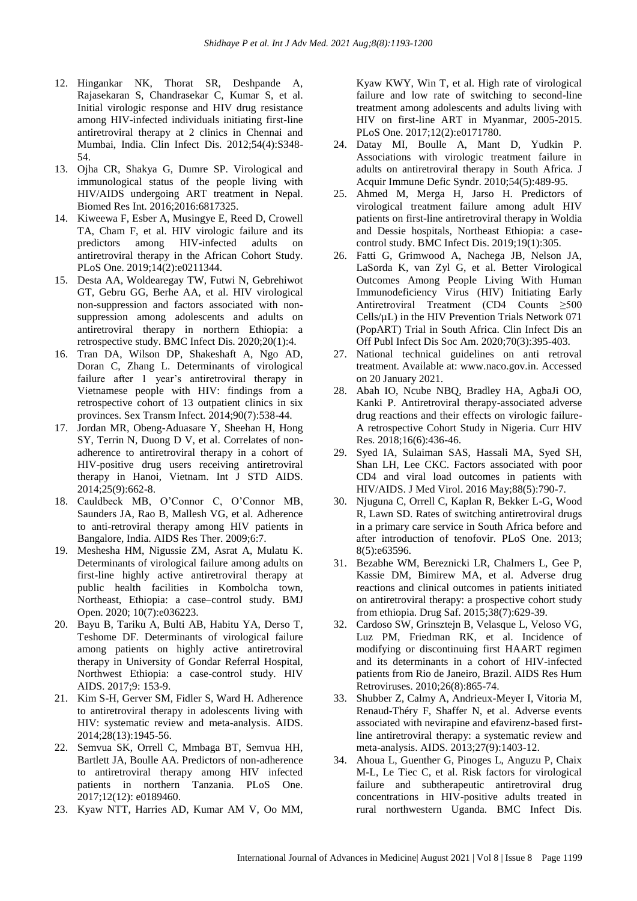12. Hingankar NK, Thorat SR, Deshpande A, Rajasekaran S, Chandrasekar C, Kumar S, et al. Initial virologic response and HIV drug resistance among HIV-infected individuals initiating first-line antiretroviral therapy at 2 clinics in Chennai and Mumbai, India. Clin Infect Dis. 2012;54(4):S348-54.
13. Ojha CR, Shakya G, Dumre SP. Virological and immunological status of the people living with HIV/AIDS undergoing ART treatment in Nepal. Biomed Res Int. 2016;2016:6817325.
14. Kiweewa F, Esber A, Musingye E, Reed D, Crowell TA, Cham F, et al. HIV virologic failure and its predictors among HIV-infected adults on antiretroviral therapy in the African Cohort Study. PLoS One. 2019;14(2):e0211344.
15. Desta AA, Woldearegay TW, Futwi N, Gebrehiwot GT, Gebru GG, Berhe AA, et al. HIV virological non-suppression and factors associated with non-suppression among adolescents and adults on antiretroviral therapy in northern Ethiopia: a retrospective study. BMC Infect Dis. 2020;20(1):4.
16. Tran DA, Wilson DP, Shakeshaft A, Ngo AD, Doran C, Zhang L. Determinants of virological failure after 1 year's antiretroviral therapy in Vietnamese people with HIV: findings from a retrospective cohort of 13 outpatient clinics in six provinces. Sex Transm Infect. 2014;90(7):538-44.
17. Jordan MR, Obeng-Aduasare Y, Sheehan H, Hong SY, Terrin N, Duong D V, et al. Correlates of non-adherence to antiretroviral therapy in a cohort of HIV-positive drug users receiving antiretroviral therapy in Hanoi, Vietnam. Int J STD AIDS. 2014;25(9):662-8.
18. Cauldbeck MB, O'Connor C, O'Connor MB, Saunders JA, Rao B, Mallesh VG, et al. Adherence to anti-retroviral therapy among HIV patients in Bangalore, India. AIDS Res Ther. 2009;6:7.
19. Meshesha HM, Nigussie ZM, Asrat A, Mulatu K. Determinants of virological failure among adults on first-line highly active antiretroviral therapy at public health facilities in Kombolcha town, Northeast, Ethiopia: a case–control study. BMJ Open. 2020; 10(7):e036223.
20. Bayu B, Tariku A, Bulti AB, Habitu YA, Derso T, Teshome DF. Determinants of virological failure among patients on highly active antiretroviral therapy in University of Gondar Referral Hospital, Northwest Ethiopia: a case-control study. HIV AIDS. 2017;9: 153-9.
21. Kim S-H, Gerver SM, Fidler S, Ward H. Adherence to antiretroviral therapy in adolescents living with HIV: systematic review and meta-analysis. AIDS. 2014;28(13):1945-56.
22. Semvua SK, Orrell C, Mmbaga BT, Semvua HH, Bartlett JA, Boulle AA. Predictors of non-adherence to antiretroviral therapy among HIV infected patients in northern Tanzania. PLoS One. 2017;12(12): e0189460.
23. Kyaw NTT, Harries AD, Kumar AM V, Oo MM, Kyaw KWY, Win T, et al. High rate of virological failure and low rate of switching to second-line treatment among adolescents and adults living with HIV on first-line ART in Myanmar, 2005-2015. PLoS One. 2017;12(2):e0171780.
24. Datay MI, Boulle A, Mant D, Yudkin P. Associations with virologic treatment failure in adults on antiretroviral therapy in South Africa. J Acquir Immune Defic Syndr. 2010;54(5):489-95.
25. Ahmed M, Merga H, Jarso H. Predictors of virological treatment failure among adult HIV patients on first-line antiretroviral therapy in Woldia and Dessie hospitals, Northeast Ethiopia: a case-control study. BMC Infect Dis. 2019;19(1):305.
26. Fatti G, Grimwood A, Nachega JB, Nelson JA, LaSorda K, van Zyl G, et al. Better Virological Outcomes Among People Living With Human Immunodeficiency Virus (HIV) Initiating Early Antiretroviral Treatment (CD4 Counts ≥500 Cells/µL) in the HIV Prevention Trials Network 071 (PopART) Trial in South Africa. Clin Infect Dis an Off Publ Infect Dis Soc Am. 2020;70(3):395-403.
27. National technical guidelines on anti retroval treatment. Available at: www.naco.gov.in. Accessed on 20 January 2021.
28. Abah IO, Ncube NBQ, Bradley HA, AgbaJi OO, Kanki P. Antiretroviral therapy-associated adverse drug reactions and their effects on virologic failure-A retrospective Cohort Study in Nigeria. Curr HIV Res. 2018;16(6):436-46.
29. Syed IA, Sulaiman SAS, Hassali MA, Syed SH, Shan LH, Lee CKC. Factors associated with poor CD4 and viral load outcomes in patients with HIV/AIDS. J Med Virol. 2016 May;88(5):790-7.
30. Njuguna C, Orrell C, Kaplan R, Bekker L-G, Wood R, Lawn SD. Rates of switching antiretroviral drugs in a primary care service in South Africa before and after introduction of tenofovir. PLoS One. 2013; 8(5):e63596.
31. Bezabhe WM, Bereznicki LR, Chalmers L, Gee P, Kassie DM, Bimirew MA, et al. Adverse drug reactions and clinical outcomes in patients initiated on antiretroviral therapy: a prospective cohort study from ethiopia. Drug Saf. 2015;38(7):629-39.
32. Cardoso SW, Grinsztejn B, Velasque L, Veloso VG, Luz PM, Friedman RK, et al. Incidence of modifying or discontinuing first HAART regimen and its determinants in a cohort of HIV-infected patients from Rio de Janeiro, Brazil. AIDS Res Hum Retroviruses. 2010;26(8):865-74.
33. Shubber Z, Calmy A, Andrieux-Meyer I, Vitoria M, Renaud-Théry F, Shaffer N, et al. Adverse events associated with nevirapine and efavirenz-based first-line antiretroviral therapy: a systematic review and meta-analysis. AIDS. 2013;27(9):1403-12.
34. Ahoua L, Guenther G, Pinoges L, Anguzu P, Chaix M-L, Le Tiec C, et al. Risk factors for virological failure and subtherapeutic antiretroviral drug concentrations in HIV-positive adults treated in rural northwestern Uganda. BMC Infect Dis.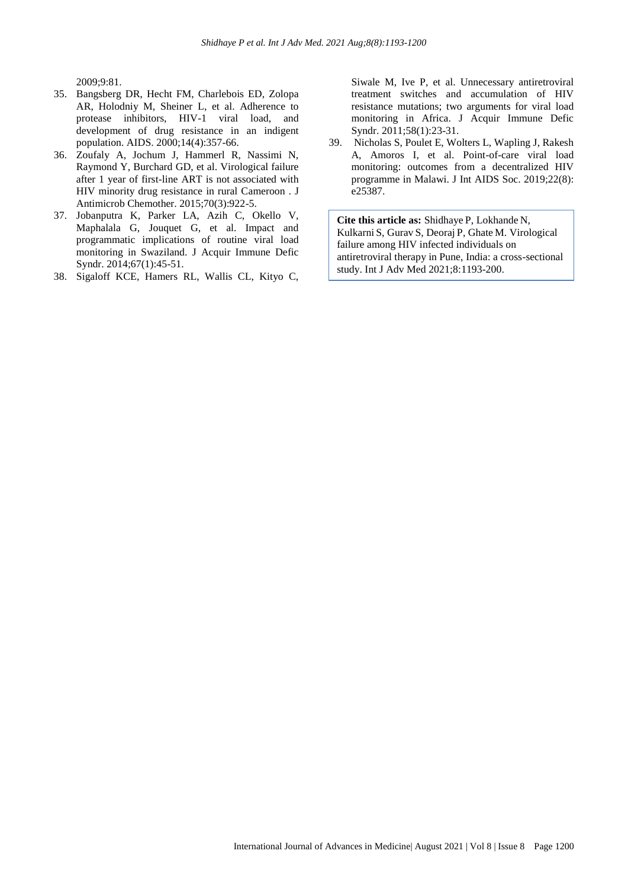2009;9:81.

35. Bangsberg DR, Hecht FM, Charlebois ED, Zolopa AR, Holodniy M, Sheiner L, et al. Adherence to protease inhibitors, HIV-1 viral load, and development of drug resistance in an indigent population. AIDS. 2000;14(4):357-66.
36. Zoufaly A, Jochum J, Hammerl R, Nassimi N, Raymond Y, Burchard GD, et al. Virological failure after 1 year of first-line ART is not associated with HIV minority drug resistance in rural Cameroon . J Antimicrob Chemother. 2015;70(3):922-5.
37. Jobanputra K, Parker LA, Azih C, Okello V, Maphalala G, Jouquet G, et al. Impact and programmatic implications of routine viral load monitoring in Swaziland. J Acquir Immune Defic Syndr. 2014;67(1):45-51.
38. Sigaloff KCE, Hamers RL, Wallis CL, Kityo C, Siwale M, Ive P, et al. Unnecessary antiretroviral treatment switches and accumulation of HIV resistance mutations; two arguments for viral load monitoring in Africa. J Acquir Immune Defic Syndr. 2011;58(1):23-31.
39. Nicholas S, Poulet E, Wolters L, Wapling J, Rakesh A, Amoros I, et al. Point-of-care viral load monitoring: outcomes from a decentralized HIV programme in Malawi. J Int AIDS Soc. 2019;22(8): e25387.

**Cite this article as:** Shidhaye P, Lokhande N, Kulkarni S, Gurav S, Deoraj P, Ghate M. Virological failure among HIV infected individuals on antiretroviral therapy in Pune, India: a cross-sectional study. Int J Adv Med 2021;8:1193-200.